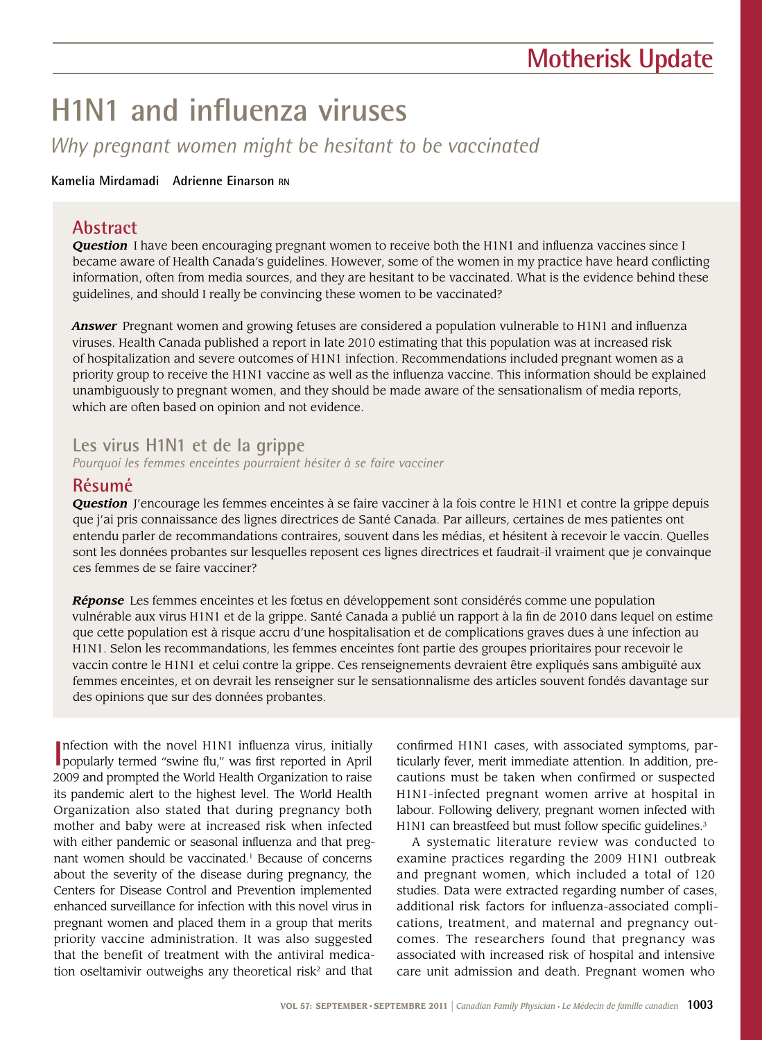## Motherisk Update

# H1N1 and influenza viruses

*Why pregnant women might be hesitant to be vaccinated*

**Kamelia Mirdamadi Adrienne Einarson RN**

## Abstract

***Question*** I have been encouraging pregnant women to receive both the H1N1 and influenza vaccines since I became aware of Health Canada's guidelines. However, some of the women in my practice have heard conflicting information, often from media sources, and they are hesitant to be vaccinated. What is the evidence behind these guidelines, and should I really be convincing these women to be vaccinated?

***Answer*** Pregnant women and growing fetuses are considered a population vulnerable to H1N1 and influenza viruses. Health Canada published a report in late 2010 estimating that this population was at increased risk of hospitalization and severe outcomes of H1N1 infection. Recommendations included pregnant women as a priority group to receive the H1N1 vaccine as well as the influenza vaccine. This information should be explained unambiguously to pregnant women, and they should be made aware of the sensationalism of media reports, which are often based on opinion and not evidence.

## Les virus H1N1 et de la grippe

*Pourquoi les femmes enceintes pourraient hésiter à se faire vacciner*

## Résumé

***Question*** J'encourage les femmes enceintes à se faire vacciner à la fois contre le H1N1 et contre la grippe depuis que j'ai pris connaissance des lignes directrices de Santé Canada. Par ailleurs, certaines de mes patientes ont entendu parler de recommandations contraires, souvent dans les médias, et hésitent à recevoir le vaccin. Quelles sont les données probantes sur lesquelles reposent ces lignes directrices et faudrait-il vraiment que je convainque ces femmes de se faire vacciner?

***Réponse*** Les femmes enceintes et les fœtus en développement sont considérés comme une population vulnérable aux virus H1N1 et de la grippe. Santé Canada a publié un rapport à la fin de 2010 dans lequel on estime que cette population est à risque accru d'une hospitalisation et de complications graves dues à une infection au H1N1. Selon les recommandations, les femmes enceintes font partie des groupes prioritaires pour recevoir le vaccin contre le H1N1 et celui contre la grippe. Ces renseignements devraient être expliqués sans ambiguïté aux femmes enceintes, et on devrait les renseigner sur le sensationnalisme des articles souvent fondés davantage sur des opinions que sur des données probantes.

Infection with the novel H1N1 influenza virus, initially popularly termed "swine flu," was first reported in April 2009 and prompted the World Health Organization to raise its pandemic alert to the highest level. The World Health Organization also stated that during pregnancy both mother and baby were at increased risk when infected with either pandemic or seasonal influenza and that pregnant women should be vaccinated.[1] Because of concerns about the severity of the disease during pregnancy, the Centers for Disease Control and Prevention implemented enhanced surveillance for infection with this novel virus in pregnant women and placed them in a group that merits priority vaccine administration. It was also suggested that the benefit of treatment with the antiviral medication oseltamivir outweighs any theoretical risk[2] and that confirmed H1N1 cases, with associated symptoms, particularly fever, merit immediate attention. In addition, precautions must be taken when confirmed or suspected H1N1-infected pregnant women arrive at hospital in labour. Following delivery, pregnant women infected with H1N1 can breastfeed but must follow specific guidelines.[3]

A systematic literature review was conducted to examine practices regarding the 2009 H1N1 outbreak and pregnant women, which included a total of 120 studies. Data were extracted regarding number of cases, additional risk factors for influenza-associated complications, treatment, and maternal and pregnancy outcomes. The researchers found that pregnancy was associated with increased risk of hospital and intensive care unit admission and death. Pregnant women who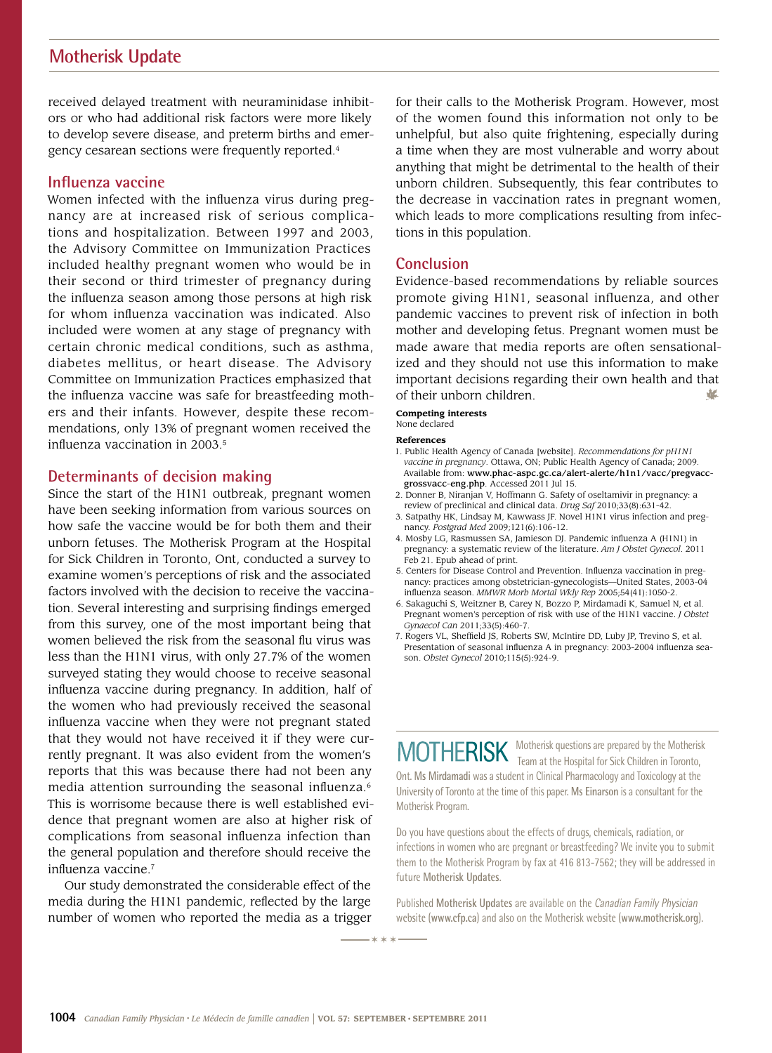received delayed treatment with neuraminidase inhibitors or who had additional risk factors were more likely to develop severe disease, and preterm births and emergency cesarean sections were frequently reported.[4]

## Influenza vaccine

Women infected with the influenza virus during pregnancy are at increased risk of serious complications and hospitalization. Between 1997 and 2003, the Advisory Committee on Immunization Practices included healthy pregnant women who would be in their second or third trimester of pregnancy during the influenza season among those persons at high risk for whom influenza vaccination was indicated. Also included were women at any stage of pregnancy with certain chronic medical conditions, such as asthma, diabetes mellitus, or heart disease. The Advisory Committee on Immunization Practices emphasized that the influenza vaccine was safe for breastfeeding mothers and their infants. However, despite these recommendations, only 13% of pregnant women received the influenza vaccination in 2003.[5]

## Determinants of decision making

Since the start of the H1N1 outbreak, pregnant women have been seeking information from various sources on how safe the vaccine would be for both them and their unborn fetuses. The Motherisk Program at the Hospital for Sick Children in Toronto, Ont, conducted a survey to examine women's perceptions of risk and the associated factors involved with the decision to receive the vaccination. Several interesting and surprising findings emerged from this survey, one of the most important being that women believed the risk from the seasonal flu virus was less than the H1N1 virus, with only 27.7% of the women surveyed stating they would choose to receive seasonal influenza vaccine during pregnancy. In addition, half of the women who had previously received the seasonal influenza vaccine when they were not pregnant stated that they would not have received it if they were currently pregnant. It was also evident from the women's reports that this was because there had not been any media attention surrounding the seasonal influenza.[6] This is worrisome because there is well established evidence that pregnant women are also at higher risk of complications from seasonal influenza infection than the general population and therefore should receive the influenza vaccine.[7]

Our study demonstrated the considerable effect of the media during the H1N1 pandemic, reflected by the large number of women who reported the media as a trigger for their calls to the Motherisk Program. However, most of the women found this information not only to be unhelpful, but also quite frightening, especially during a time when they are most vulnerable and worry about anything that might be detrimental to the health of their unborn children. Subsequently, this fear contributes to the decrease in vaccination rates in pregnant women, which leads to more complications resulting from infections in this population.

## Conclusion

Evidence-based recommendations by reliable sources promote giving H1N1, seasonal influenza, and other pandemic vaccines to prevent risk of infection in both mother and developing fetus. Pregnant women must be made aware that media reports are often sensationalized and they should not use this information to make important decisions regarding their own health and that of their unborn children.

**Competing interests**
None declared

**References**

1. Public Health Agency of Canada [website]. *Recommendations for pH1N1 vaccine in pregnancy*. Ottawa, ON; Public Health Agency of Canada; 2009. Available from: **www.phac-aspc.gc.ca/alert-alerte/h1n1/vacc/pregvacc-grossvacc-eng.php**. Accessed 2011 Jul 15.
2. Donner B, Niranjan V, Hoffmann G. Safety of oseltamivir in pregnancy: a review of preclinical and clinical data. *Drug Saf* 2010;33(8):631-42.
3. Satpathy HK, Lindsay M, Kawwass JF. Novel H1N1 virus infection and pregnancy. *Postgrad Med* 2009;121(6):106-12.
4. Mosby LG, Rasmussen SA, Jamieson DJ. Pandemic influenza A (H1N1) in pregnancy: a systematic review of the literature. *Am J Obstet Gynecol*. 2011 Feb 21. Epub ahead of print.
5. Centers for Disease Control and Prevention. Influenza vaccination in pregnancy: practices among obstetrician-gynecologists—United States, 2003-04 influenza season. *MMWR Morb Mortal Wkly Rep* 2005;54(41):1050-2.
6. Sakaguchi S, Weitzner B, Carey N, Bozzo P, Mirdamadi K, Samuel N, et al. Pregnant women's perception of risk with use of the H1N1 vaccine. *J Obstet Gynaecol Can* 2011;33(5):460-7.
7. Rogers VL, Sheffield JS, Roberts SW, McIntire DD, Luby JP, Trevino S, et al. Presentation of seasonal influenza A in pregnancy: 2003-2004 influenza season. *Obstet Gynecol* 2010;115(5):924-9.

**MOTHERISK** Motherisk questions are prepared by the Motherisk Team at the Hospital for Sick Children in Toronto, Ont. **Ms Mirdamadi** was a student in Clinical Pharmacology and Toxicology at the University of Toronto at the time of this paper. **Ms Einarson** is a consultant for the Motherisk Program.

Do you have questions about the effects of drugs, chemicals, radiation, or infections in women who are pregnant or breastfeeding? We invite you to submit them to the Motherisk Program by fax at 416 813-7562; they will be addressed in future **Motherisk Updates**.

Published **Motherisk Updates** are available on the *Canadian Family Physician* website (**www.cfp.ca**) and also on the Motherisk website (**www.motherisk.org**).